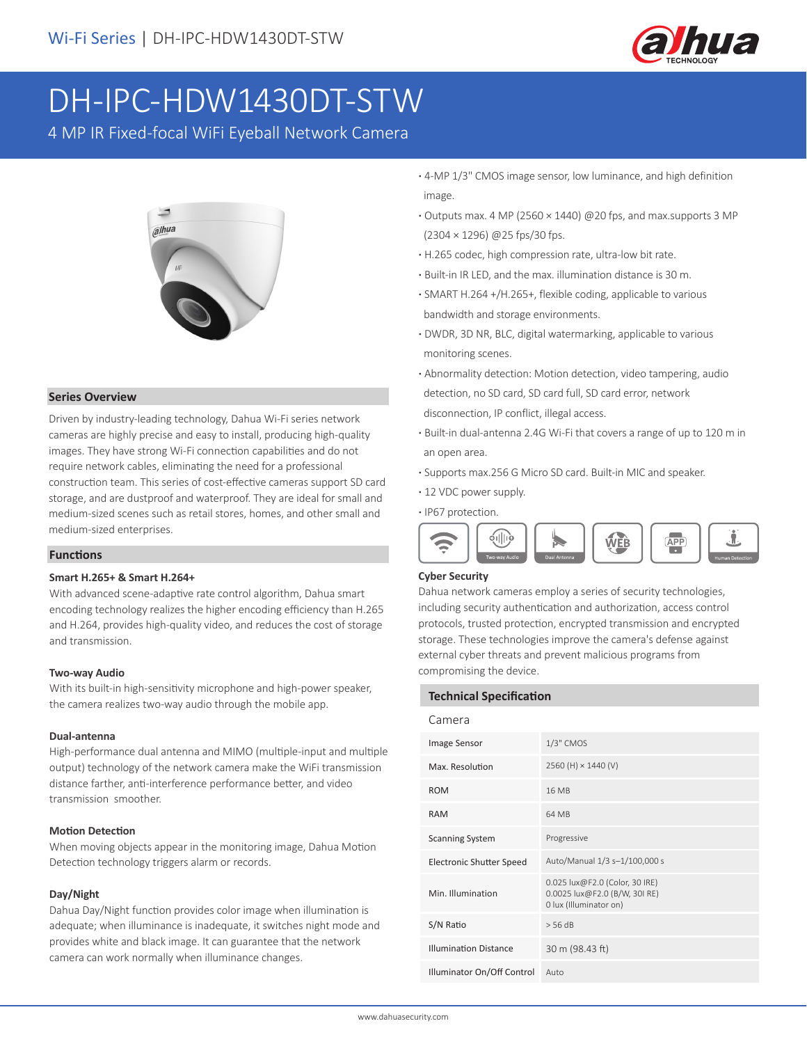# DH-IPC-HDW1430DT-STW

4 MP IR Fixed-focal WiFi Eyeball Network Camera

## Series Overview

Driven by industry-leading technology, Dahua Wi-Fi series network cameras are highly precise and easy to install, producing high-quality images. They have strong Wi-Fi connection capabilities and do not require network cables, eliminating the need for a professional construction team. This series of cost-effective cameras support SD card storage, and are dustproof and waterproof. They are ideal for small and medium-sized scenes such as retail stores, homes, and other small and medium-sized enterprises.

## Functions

**Smart H.265+ & Smart H.264+**

With advanced scene-adaptive rate control algorithm, Dahua smart encoding technology realizes the higher encoding efficiency than H.265 and H.264, provides high-quality video, and reduces the cost of storage and transmission.

**Two-way Audio**

With its built-in high-sensitivity microphone and high-power speaker, the camera realizes two-way audio through the mobile app.

**Dual-antenna**

High-performance dual antenna and MIMO (multiple-input and multiple output) technology of the network camera make the WiFi transmission distance farther, anti-interference performance better, and video transmission smoother.

**Motion Detection**

When moving objects appear in the monitoring image, Dahua Motion Detection technology triggers alarm or records.

**Day/Night**

Dahua Day/Night function provides color image when illumination is adequate; when illuminance is inadequate, it switches night mode and provides white and black image. It can guarantee that the network camera can work normally when illuminance changes.

- 4-MP 1/3" CMOS image sensor, low luminance, and high definition image.
- Outputs max. 4 MP (2560 × 1440) @20 fps, and max.supports 3 MP (2304 × 1296) @25 fps/30 fps.
- H.265 codec, high compression rate, ultra-low bit rate.
- Built-in IR LED, and the max. illumination distance is 30 m.
- SMART H.264 +/H.265+, flexible coding, applicable to various bandwidth and storage environments.
- DWDR, 3D NR, BLC, digital watermarking, applicable to various monitoring scenes.
- Abnormality detection: Motion detection, video tampering, audio detection, no SD card, SD card full, SD card error, network disconnection, IP conflict, illegal access.
- Built-in dual-antenna 2.4G Wi-Fi that covers a range of up to 120 m in an open area.
- Supports max.256 G Micro SD card. Built-in MIC and speaker.
- 12 VDC power supply.
- IP67 protection.

Two-way Audio | Dual Antenna | WEB | APP | Human Detection

**Cyber Security**

Dahua network cameras employ a series of security technologies, including security authentication and authorization, access control protocols, trusted protection, encrypted transmission and encrypted storage. These technologies improve the camera's defense against external cyber threats and prevent malicious programs from compromising the device.

## Technical Specification

### Camera

| | |
|---|---|
| Image Sensor | 1/3" CMOS |
| Max. Resolution | 2560 (H) × 1440 (V) |
| ROM | 16 MB |
| RAM | 64 MB |
| Scanning System | Progressive |
| Electronic Shutter Speed | Auto/Manual 1/3 s–1/100,000 s |
| Min. Illumination | 0.025 lux@F2.0 (Color, 30 IRE)<br>0.0025 lux@F2.0 (B/W, 30I RE)<br>0 lux (Illuminator on) |
| S/N Ratio | > 56 dB |
| Illumination Distance | 30 m (98.43 ft) |
| Illuminator On/Off Control | Auto |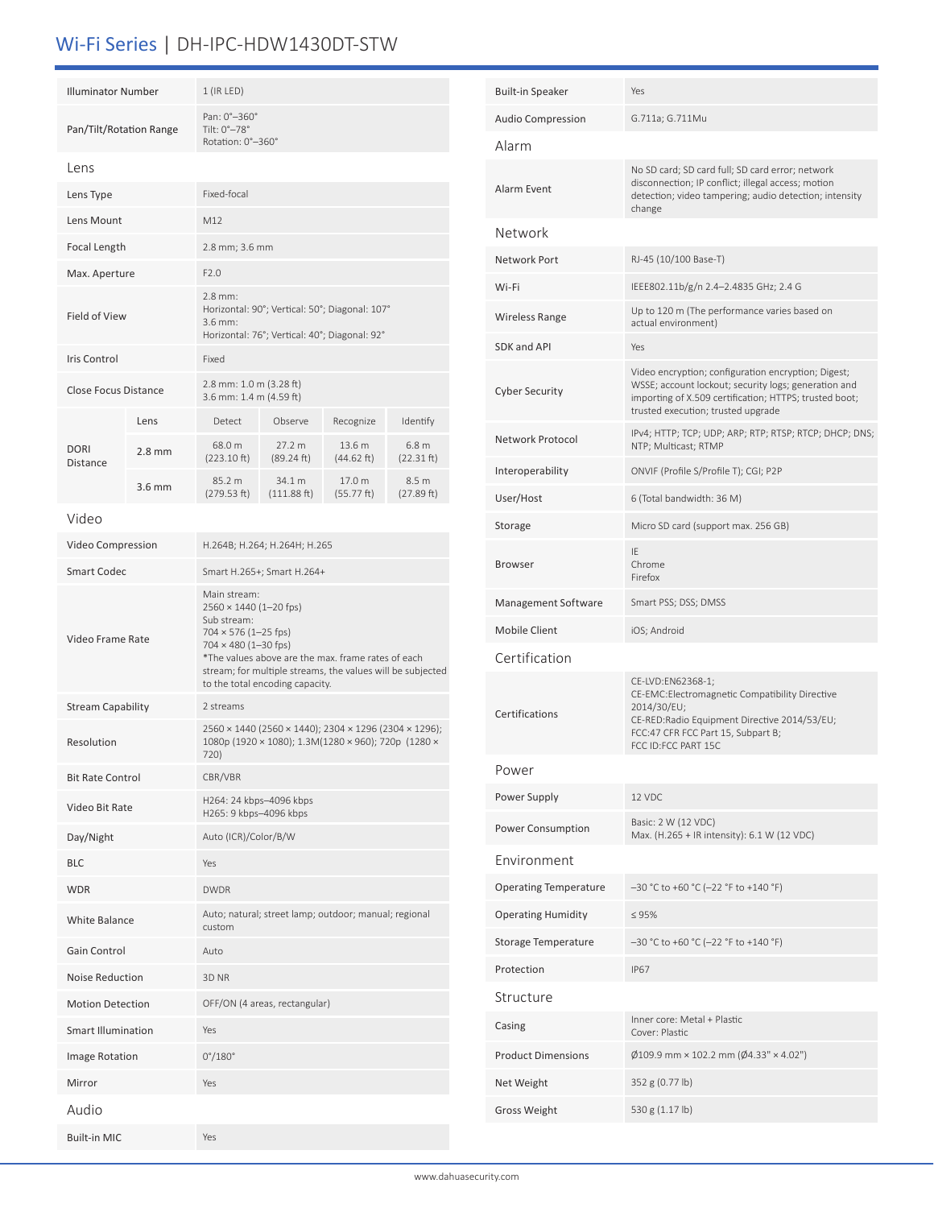# Wi-Fi Series | DH-IPC-HDW1430DT-STW

| | |
|---|---|
| Illuminator Number | 1 (IR LED) |
| Pan/Tilt/Rotation Range | Pan: 0°–360°<br>Tilt: 0°–78°<br>Rotation: 0°–360° |

## Lens

| | |
|---|---|
| Lens Type | Fixed-focal |
| Lens Mount | M12 |
| Focal Length | 2.8 mm; 3.6 mm |
| Max. Aperture | F2.0 |
| Field of View | 2.8 mm:<br>Horizontal: 90°; Vertical: 50°; Diagonal: 107°<br>3.6 mm:<br>Horizontal: 76°; Vertical: 40°; Diagonal: 92° |
| Iris Control | Fixed |
| Close Focus Distance | 2.8 mm: 1.0 m (3.28 ft)<br>3.6 mm: 1.4 m (4.59 ft) |

| DORI Distance | Lens | Detect | Observe | Recognize | Identify |
|---|---|---|---|---|---|
| | 2.8 mm | 68.0 m (223.10 ft) | 27.2 m (89.24 ft) | 13.6 m (44.62 ft) | 6.8 m (22.31 ft) |
| | 3.6 mm | 85.2 m (279.53 ft) | 34.1 m (111.88 ft) | 17.0 m (55.77 ft) | 8.5 m (27.89 ft) |

## Video

| | |
|---|---|
| Video Compression | H.264B; H.264; H.264H; H.265 |
| Smart Codec | Smart H.265+; Smart H.264+ |
| Video Frame Rate | Main stream:<br>2560 × 1440 (1–20 fps)<br>Sub stream:<br>704 × 576 (1–25 fps)<br>704 × 480 (1–30 fps)<br>*The values above are the max. frame rates of each stream; for multiple streams, the values will be subjected to the total encoding capacity. |
| Stream Capability | 2 streams |
| Resolution | 2560 × 1440 (2560 × 1440); 2304 × 1296 (2304 × 1296); 1080p (1920 × 1080); 1.3M(1280 × 960); 720p (1280 × 720) |
| Bit Rate Control | CBR/VBR |
| Video Bit Rate | H264: 24 kbps–4096 kbps<br>H265: 9 kbps–4096 kbps |
| Day/Night | Auto (ICR)/Color/B/W |
| BLC | Yes |
| WDR | DWDR |
| White Balance | Auto; natural; street lamp; outdoor; manual; regional custom |
| Gain Control | Auto |
| Noise Reduction | 3D NR |
| Motion Detection | OFF/ON (4 areas, rectangular) |
| Smart Illumination | Yes |
| Image Rotation | 0°/180° |
| Mirror | Yes |

## Audio

| | |
|---|---|
| Built-in MIC | Yes |
| Built-in Speaker | Yes |
| Audio Compression | G.711a; G.711Mu |

## Alarm

| | |
|---|---|
| Alarm Event | No SD card; SD card full; SD card error; network disconnection; IP conflict; illegal access; motion detection; video tampering; audio detection; intensity change |

## Network

| | |
|---|---|
| Network Port | RJ-45 (10/100 Base-T) |
| Wi-Fi | IEEE802.11b/g/n 2.4–2.4835 GHz; 2.4 G |
| Wireless Range | Up to 120 m (The performance varies based on actual environment) |
| SDK and API | Yes |
| Cyber Security | Video encryption; configuration encryption; Digest; WSSE; account lockout; security logs; generation and importing of X.509 certification; HTTPS; trusted boot; trusted execution; trusted upgrade |
| Network Protocol | IPv4; HTTP; TCP; UDP; ARP; RTP; RTSP; RTCP; DHCP; DNS; NTP; Multicast; RTMP |
| Interoperability | ONVIF (Profile S/Profile T); CGI; P2P |
| User/Host | 6 (Total bandwidth: 36 M) |
| Storage | Micro SD card (support max. 256 GB) |
| Browser | IE<br>Chrome<br>Firefox |
| Management Software | Smart PSS; DSS; DMSS |
| Mobile Client | iOS; Android |

## Certification

| | |
|---|---|
| Certifications | CE-LVD:EN62368-1;<br>CE-EMC:Electromagnetic Compatibility Directive 2014/30/EU;<br>CE-RED:Radio Equipment Directive 2014/53/EU;<br>FCC:47 CFR FCC Part 15, Subpart B;<br>FCC ID:FCC PART 15C |

## Power

| | |
|---|---|
| Power Supply | 12 VDC |
| Power Consumption | Basic: 2 W (12 VDC)<br>Max. (H.265 + IR intensity): 6.1 W (12 VDC) |

## Environment

| | |
|---|---|
| Operating Temperature | –30 °C to +60 °C (–22 °F to +140 °F) |
| Operating Humidity | ≤ 95% |
| Storage Temperature | –30 °C to +60 °C (–22 °F to +140 °F) |
| Protection | IP67 |

## Structure

| | |
|---|---|
| Casing | Inner core: Metal + Plastic<br>Cover: Plastic |
| Product Dimensions | Ø109.9 mm × 102.2 mm (Ø4.33" × 4.02") |
| Net Weight | 352 g (0.77 lb) |
| Gross Weight | 530 g (1.17 lb) |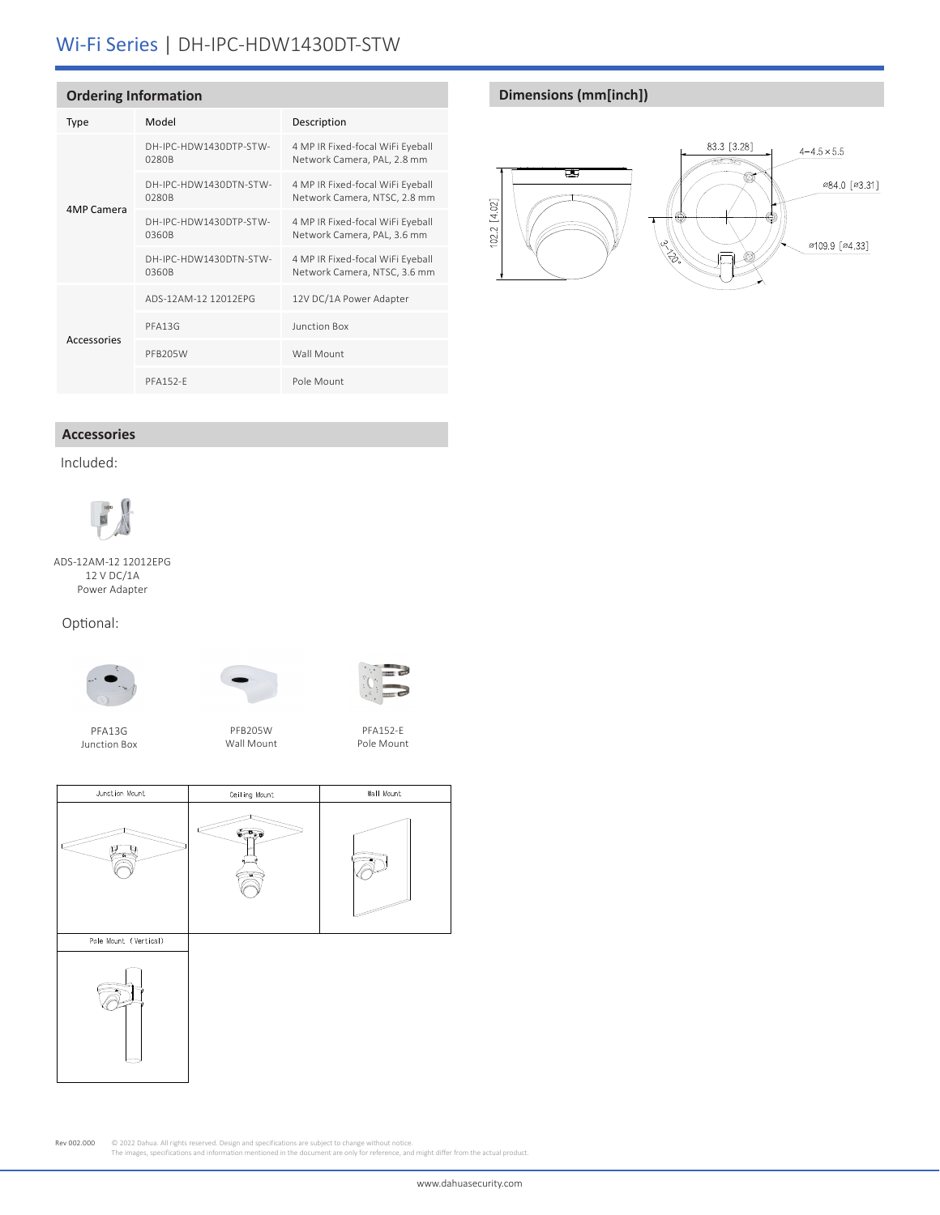# Wi-Fi Series | DH-IPC-HDW1430DT-STW

## Ordering Information

| Type | Model | Description |
|---|---|---|
| 4MP Camera | DH-IPC-HDW1430DTP-STW-0280B | 4 MP IR Fixed-focal WiFi Eyeball Network Camera, PAL, 2.8 mm |
| | DH-IPC-HDW1430DTN-STW-0280B | 4 MP IR Fixed-focal WiFi Eyeball Network Camera, NTSC, 2.8 mm |
| | DH-IPC-HDW1430DTP-STW-0360B | 4 MP IR Fixed-focal WiFi Eyeball Network Camera, PAL, 3.6 mm |
| | DH-IPC-HDW1430DTN-STW-0360B | 4 MP IR Fixed-focal WiFi Eyeball Network Camera, NTSC, 3.6 mm |
| Accessories | ADS-12AM-12 12012EPG | 12V DC/1A Power Adapter |
| | PFA13G | Junction Box |
| | PFB205W | Wall Mount |
| | PFA152-E | Pole Mount |

## Dimensions (mm[inch])

83.3 [3.28]

4−4.5×5.5

⌀84.0 [⌀3.31]

102.2 [4.02]

3−120°

⌀109.9 [⌀4.33]

## Accessories

Included:

ADS-12AM-12 12012EPG
12 V DC/1A
Power Adapter

Optional:

PFA13G
Junction Box

PFB205W
Wall Mount

PFA152-E
Pole Mount

Junction Mount

Ceiling Mount

Wall Mount

Pole Mount (Vertical)

Rev 002.000

© 2022 Dahua. All rights reserved. Design and specifications are subject to change without notice.
The images, specifications and information mentioned in the document are only for reference, and might differ from the actual product.

www.dahuasecurity.com